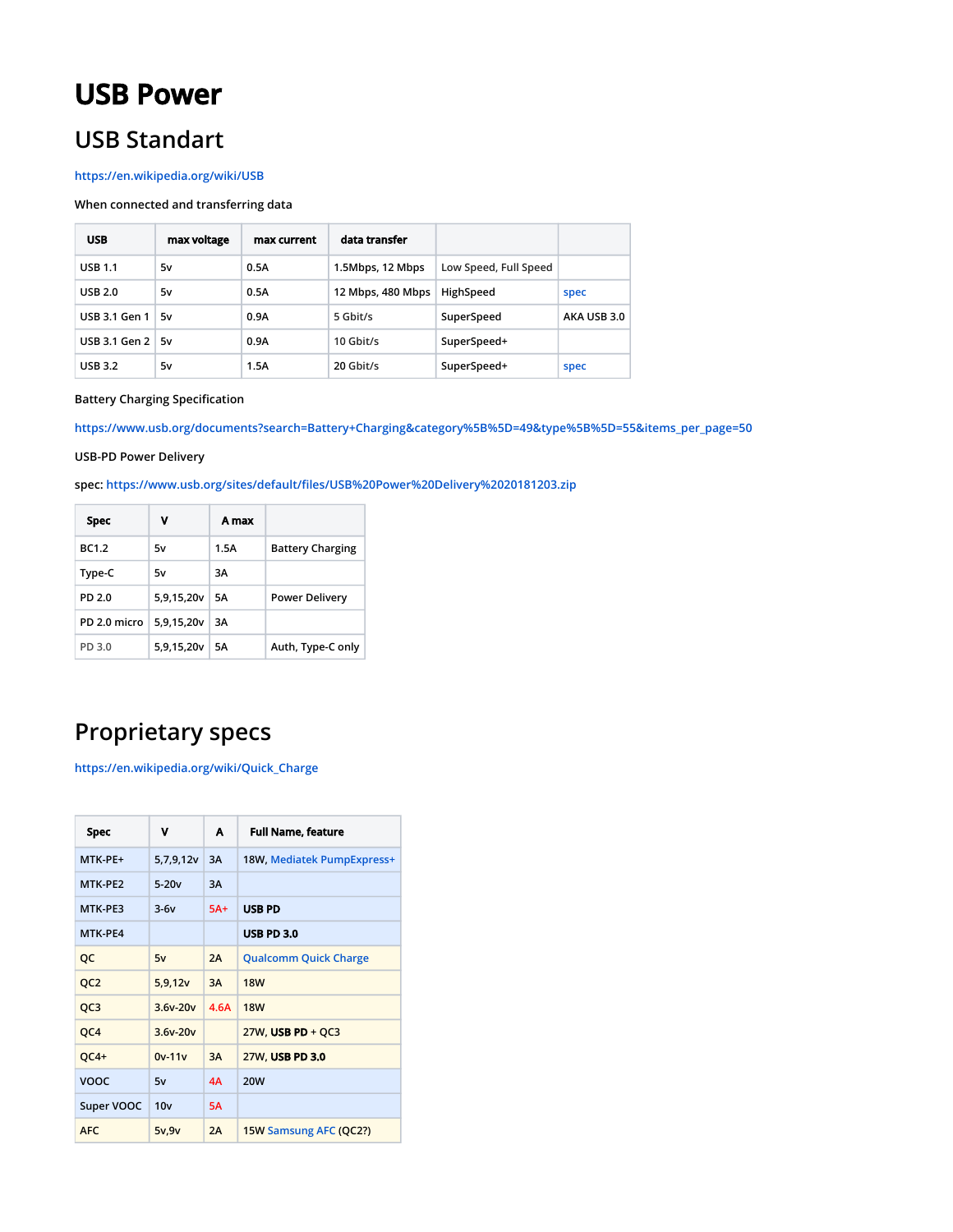# USB Power

## USB Standart

https://en.wikipedia.org/wiki/USB

When connected and transferring data

| USB | max voltage | max current | data transfer | | |
|---|---|---|---|---|---|
| USB 1.1 | 5v | 0.5A | 1.5Mbps, 12 Mbps | Low Speed, Full Speed | |
| USB 2.0 | 5v | 0.5A | 12 Mbps, 480 Mbps | HighSpeed | spec |
| USB 3.1 Gen 1 | 5v | 0.9A | 5 Gbit/s | SuperSpeed | AKA USB 3.0 |
| USB 3.1 Gen 2 | 5v | 0.9A | 10 Gbit/s | SuperSpeed+ | |
| USB 3.2 | 5v | 1.5A | 20 Gbit/s | SuperSpeed+ | spec |

Battery Charging Specification

https://www.usb.org/documents?search=Battery+Charging&category%5B%5D=49&type%5B%5D=55&items_per_page=50

USB-PD Power Delivery

spec: https://www.usb.org/sites/default/files/USB%20Power%20Delivery%2020181203.zip

| Spec | V | A max | |
|---|---|---|---|
| BC1.2 | 5v | 1.5A | Battery Charging |
| Type-C | 5v | 3A | |
| PD 2.0 | 5,9,15,20v | 5A | Power Delivery |
| PD 2.0 micro | 5,9,15,20v | 3A | |
| PD 3.0 | 5,9,15,20v | 5A | Auth, Type-C only |

## Proprietary specs

https://en.wikipedia.org/wiki/Quick_Charge

| Spec | V | A | Full Name, feature |
|---|---|---|---|
| MTK-PE+ | 5,7,9,12v | 3A | 18W, Mediatek PumpExpress+ |
| MTK-PE2 | 5-20v | 3A | |
| MTK-PE3 | 3-6v | 5A+ | **USB PD** |
| MTK-PE4 | | | **USB PD 3.0** |
| QC | 5v | 2A | Qualcomm Quick Charge |
| QC2 | 5,9,12v | 3A | 18W |
| QC3 | 3.6v-20v | 4.6A | 18W |
| QC4 | 3.6v-20v | | 27W, **USB PD** + QC3 |
| QC4+ | 0v-11v | 3A | 27W, **USB PD 3.0** |
| VOOC | 5v | 4A | 20W |
| Super VOOC | 10v | 5A | |
| AFC | 5v,9v | 2A | 15W Samsung AFC (QC2?) |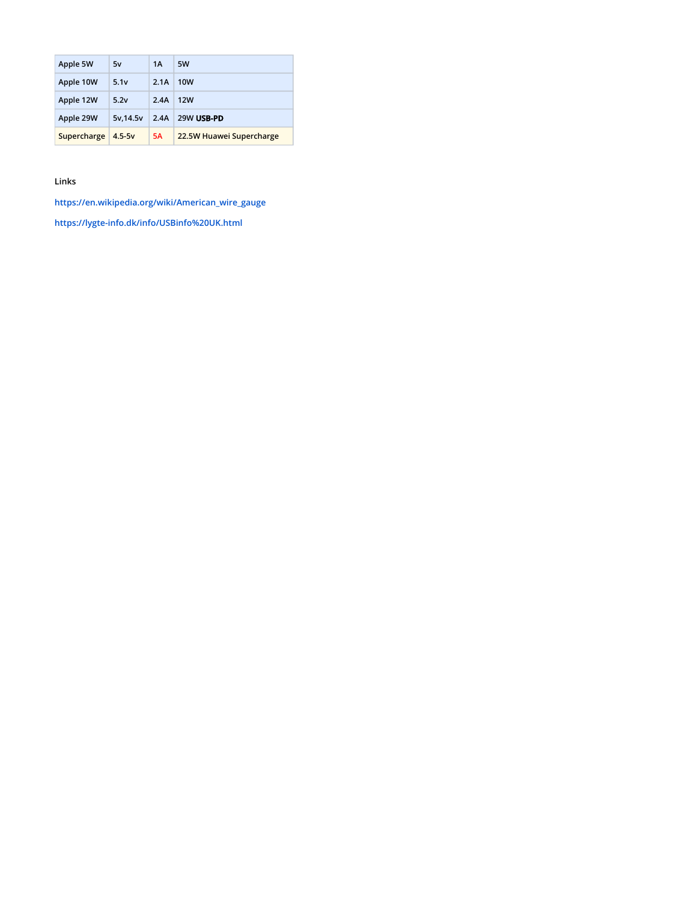| | | | |
|---|---|---|---|
| Apple 5W | 5v | 1A | 5W |
| Apple 10W | 5.1v | 2.1A | 10W |
| Apple 12W | 5.2v | 2.4A | 12W |
| Apple 29W | 5v,14.5v | 2.4A | 29W **USB-PD** |
| Supercharge | 4.5-5v | 5A | 22.5W Huawei Supercharge |

Links

https://en.wikipedia.org/wiki/American_wire_gauge

https://lygte-info.dk/info/USBinfo%20UK.html